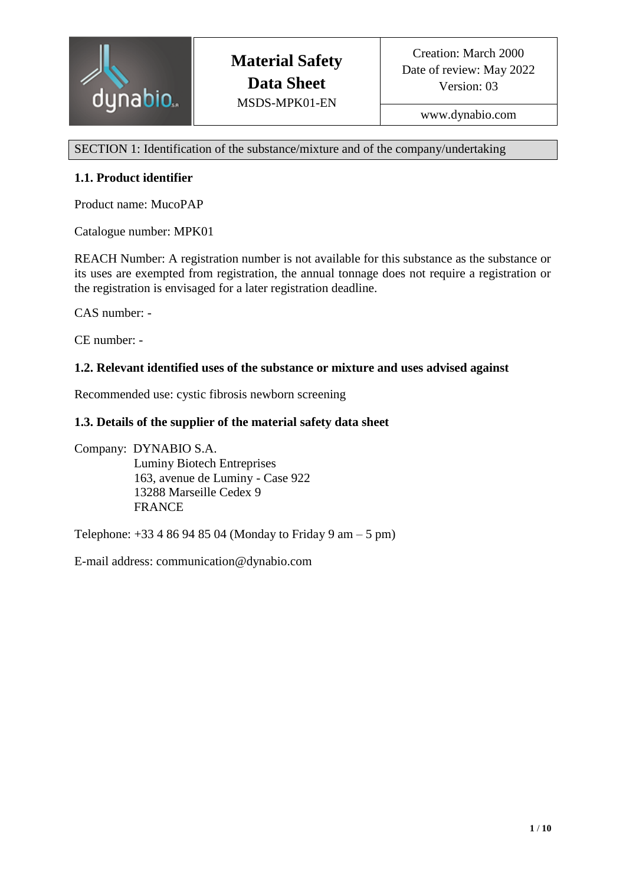| dynabio | **Material Safety Data Sheet**<br>MSDS-MPK01-EN | Creation: March 2000<br>Date of review: May 2022<br>Version: 03 |
|---|---|---|
| | | www.dynabio.com |

## SECTION 1: Identification of the substance/mixture and of the company/undertaking

### 1.1. Product identifier

Product name: MucoPAP

Catalogue number: MPK01

REACH Number: A registration number is not available for this substance as the substance or its uses are exempted from registration, the annual tonnage does not require a registration or the registration is envisaged for a later registration deadline.

CAS number: -

CE number: -

### 1.2. Relevant identified uses of the substance or mixture and uses advised against

Recommended use: cystic fibrosis newborn screening

### 1.3. Details of the supplier of the material safety data sheet

Company: DYNABIO S.A.
Luminy Biotech Entreprises
163, avenue de Luminy - Case 922
13288 Marseille Cedex 9
FRANCE

Telephone: +33 4 86 94 85 04 (Monday to Friday 9 am – 5 pm)

E-mail address: communication@dynabio.com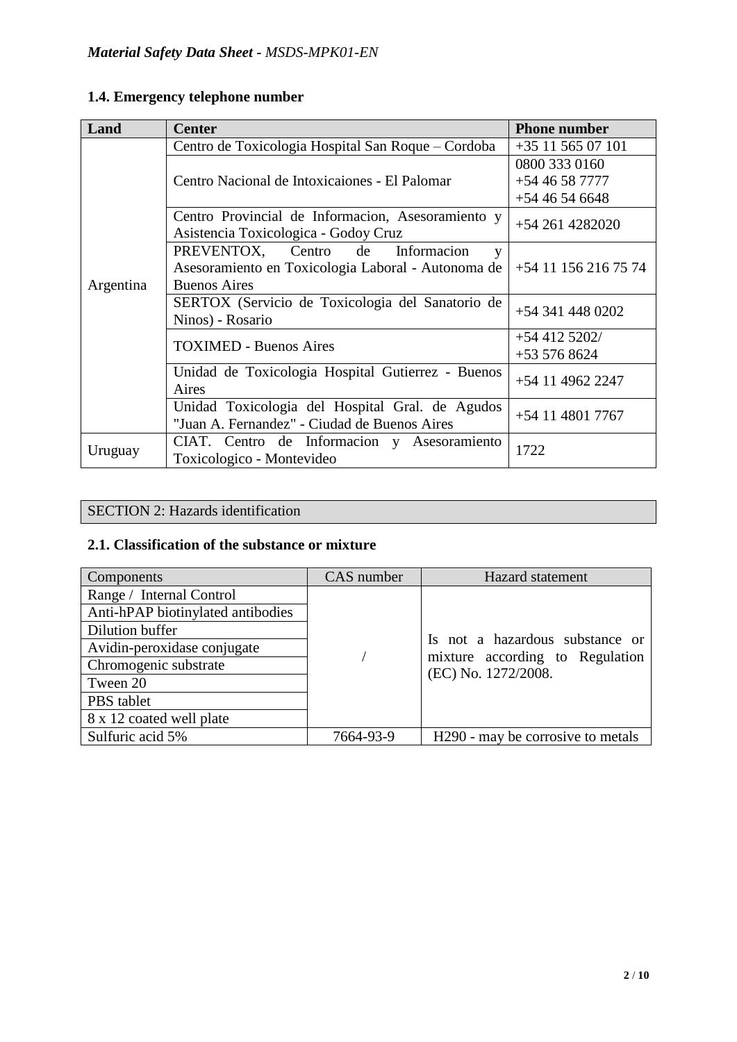### 1.4. Emergency telephone number

| Land | Center | Phone number |
|---|---|---|
| Argentina | Centro de Toxicologia Hospital San Roque – Cordoba | +35 11 565 07 101 |
| | Centro Nacional de Intoxicaiones - El Palomar | 0800 333 0160<br>+54 46 58 7777<br>+54 46 54 6648 |
| | Centro Provincial de Informacion, Asesoramiento y Asistencia Toxicologica - Godoy Cruz | +54 261 4282020 |
| | PREVENTOX, Centro de Informacion y Asesoramiento en Toxicologia Laboral - Autonoma de Buenos Aires | +54 11 156 216 75 74 |
| | SERTOX (Servicio de Toxicologia del Sanatorio de Ninos) - Rosario | +54 341 448 0202 |
| | TOXIMED - Buenos Aires | +54 412 5202/<br>+53 576 8624 |
| | Unidad de Toxicologia Hospital Gutierrez - Buenos Aires | +54 11 4962 2247 |
| | Unidad Toxicologia del Hospital Gral. de Agudos "Juan A. Fernandez" - Ciudad de Buenos Aires | +54 11 4801 7767 |
| Uruguay | CIAT. Centro de Informacion y Asesoramiento Toxicologico - Montevideo | 1722 |

## SECTION 2: Hazards identification

### 2.1. Classification of the substance or mixture

| Components | CAS number | Hazard statement |
|---|---|---|
| Range / Internal Control | / | Is not a hazardous substance or mixture according to Regulation (EC) No. 1272/2008. |
| Anti-hPAP biotinylated antibodies | | |
| Dilution buffer | | |
| Avidin-peroxidase conjugate | | |
| Chromogenic substrate | | |
| Tween 20 | | |
| PBS tablet | | |
| 8 x 12 coated well plate | | |
| Sulfuric acid 5% | 7664-93-9 | H290 - may be corrosive to metals |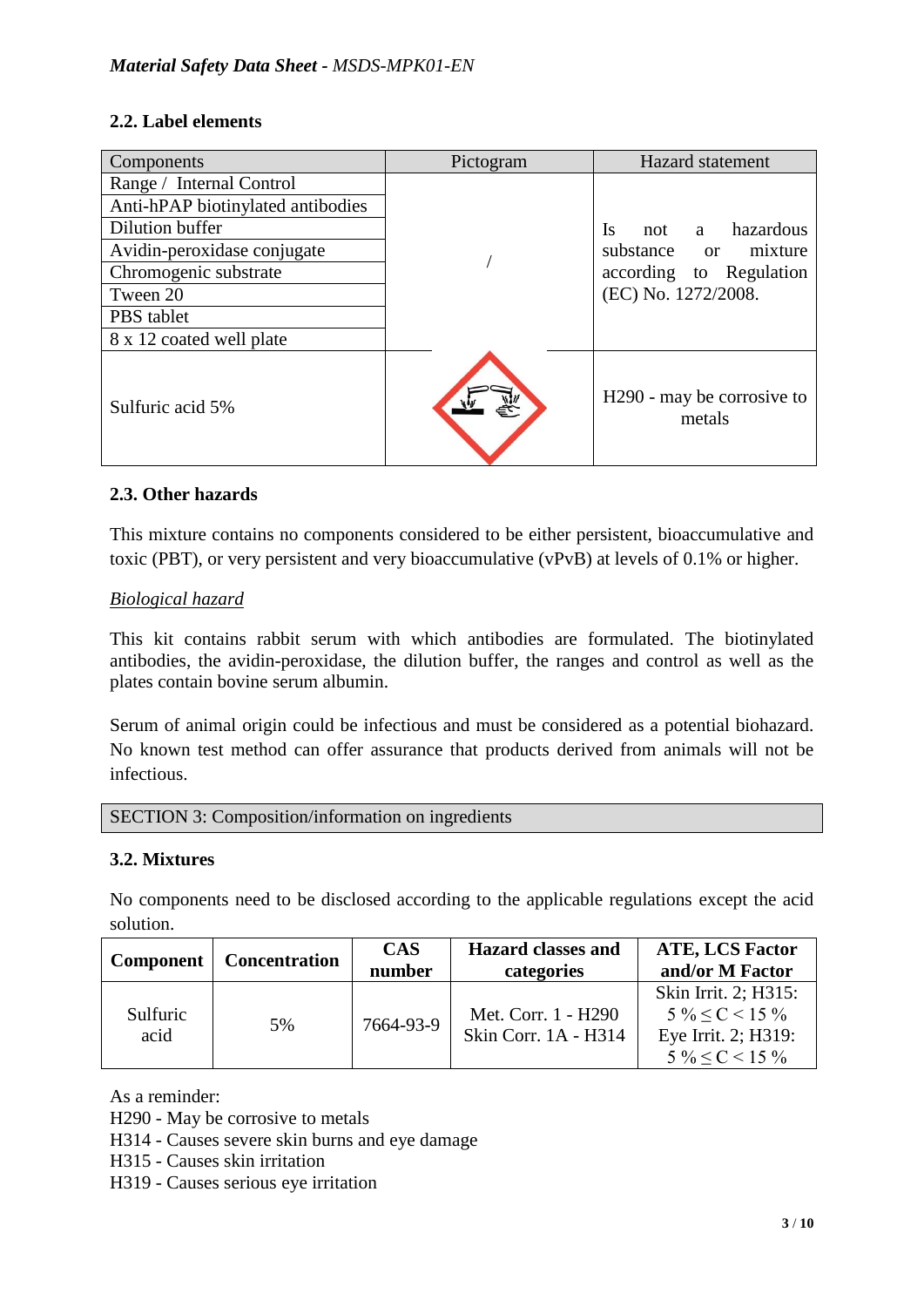### 2.2. Label elements

| Components | Pictogram | Hazard statement |
|---|---|---|
| Range / Internal Control | / | Is not a hazardous substance or mixture according to Regulation (EC) No. 1272/2008. |
| Anti-hPAP biotinylated antibodies | | |
| Dilution buffer | | |
| Avidin-peroxidase conjugate | | |
| Chromogenic substrate | | |
| Tween 20 | | |
| PBS tablet | | |
| 8 x 12 coated well plate | | |
| Sulfuric acid 5% | | H290 - may be corrosive to metals |

### 2.3. Other hazards

This mixture contains no components considered to be either persistent, bioaccumulative and toxic (PBT), or very persistent and very bioaccumulative (vPvB) at levels of 0.1% or higher.

*Biological hazard*

This kit contains rabbit serum with which antibodies are formulated. The biotinylated antibodies, the avidin-peroxidase, the dilution buffer, the ranges and control as well as the plates contain bovine serum albumin.

Serum of animal origin could be infectious and must be considered as a potential biohazard. No known test method can offer assurance that products derived from animals will not be infectious.

## SECTION 3: Composition/information on ingredients

### 3.2. Mixtures

No components need to be disclosed according to the applicable regulations except the acid solution.

| Component | Concentration | CAS number | Hazard classes and categories | ATE, LCS Factor and/or M Factor |
|---|---|---|---|---|
| Sulfuric acid | 5% | 7664-93-9 | Met. Corr. 1 - H290<br>Skin Corr. 1A - H314 | Skin Irrit. 2; H315: $5\ \% \leq C < 15\ \%$<br>Eye Irrit. 2; H319: $5\ \% \leq C < 15\ \%$ |

As a reminder:
H290 - May be corrosive to metals
H314 - Causes severe skin burns and eye damage
H315 - Causes skin irritation
H319 - Causes serious eye irritation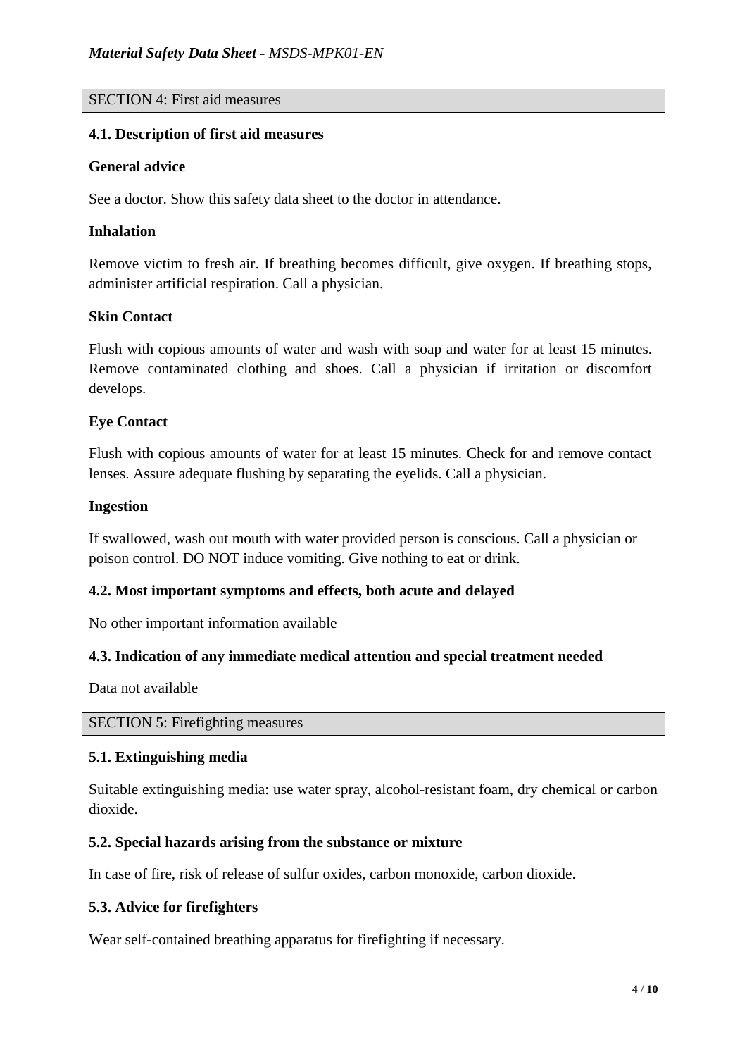## SECTION 4: First aid measures

### 4.1. Description of first aid measures

**General advice**

See a doctor. Show this safety data sheet to the doctor in attendance.

**Inhalation**

Remove victim to fresh air. If breathing becomes difficult, give oxygen. If breathing stops, administer artificial respiration. Call a physician.

**Skin Contact**

Flush with copious amounts of water and wash with soap and water for at least 15 minutes. Remove contaminated clothing and shoes. Call a physician if irritation or discomfort develops.

**Eye Contact**

Flush with copious amounts of water for at least 15 minutes. Check for and remove contact lenses. Assure adequate flushing by separating the eyelids. Call a physician.

**Ingestion**

If swallowed, wash out mouth with water provided person is conscious. Call a physician or poison control. DO NOT induce vomiting. Give nothing to eat or drink.

### 4.2. Most important symptoms and effects, both acute and delayed

No other important information available

### 4.3. Indication of any immediate medical attention and special treatment needed

Data not available

## SECTION 5: Firefighting measures

### 5.1. Extinguishing media

Suitable extinguishing media: use water spray, alcohol-resistant foam, dry chemical or carbon dioxide.

### 5.2. Special hazards arising from the substance or mixture

In case of fire, risk of release of sulfur oxides, carbon monoxide, carbon dioxide.

### 5.3. Advice for firefighters

Wear self-contained breathing apparatus for firefighting if necessary.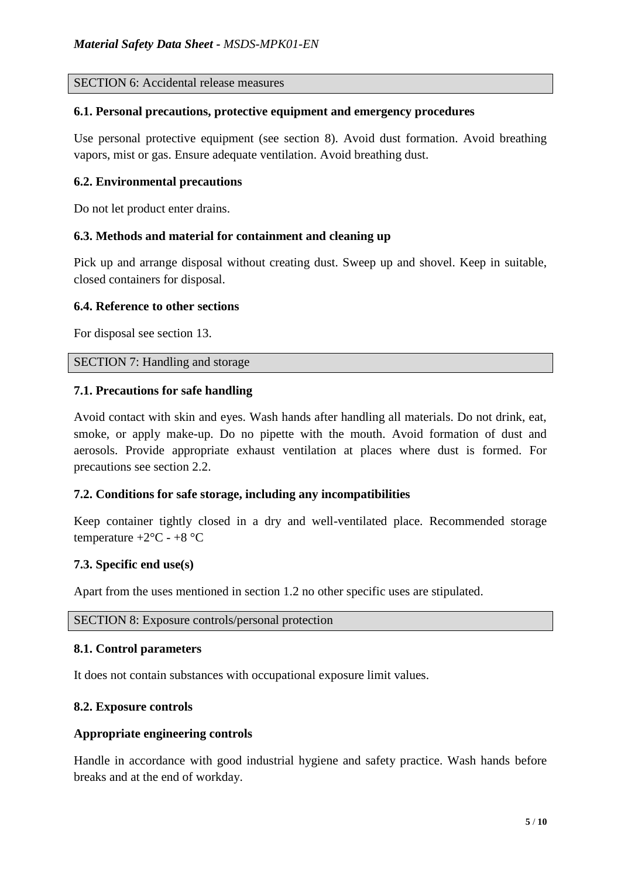## SECTION 6: Accidental release measures

### 6.1. Personal precautions, protective equipment and emergency procedures

Use personal protective equipment (see section 8). Avoid dust formation. Avoid breathing vapors, mist or gas. Ensure adequate ventilation. Avoid breathing dust.

### 6.2. Environmental precautions

Do not let product enter drains.

### 6.3. Methods and material for containment and cleaning up

Pick up and arrange disposal without creating dust. Sweep up and shovel. Keep in suitable, closed containers for disposal.

### 6.4. Reference to other sections

For disposal see section 13.

## SECTION 7: Handling and storage

### 7.1. Precautions for safe handling

Avoid contact with skin and eyes. Wash hands after handling all materials. Do not drink, eat, smoke, or apply make-up. Do no pipette with the mouth. Avoid formation of dust and aerosols. Provide appropriate exhaust ventilation at places where dust is formed. For precautions see section 2.2.

### 7.2. Conditions for safe storage, including any incompatibilities

Keep container tightly closed in a dry and well-ventilated place. Recommended storage temperature +2°C - +8 °C

### 7.3. Specific end use(s)

Apart from the uses mentioned in section 1.2 no other specific uses are stipulated.

## SECTION 8: Exposure controls/personal protection

### 8.1. Control parameters

It does not contain substances with occupational exposure limit values.

### 8.2. Exposure controls

**Appropriate engineering controls**

Handle in accordance with good industrial hygiene and safety practice. Wash hands before breaks and at the end of workday.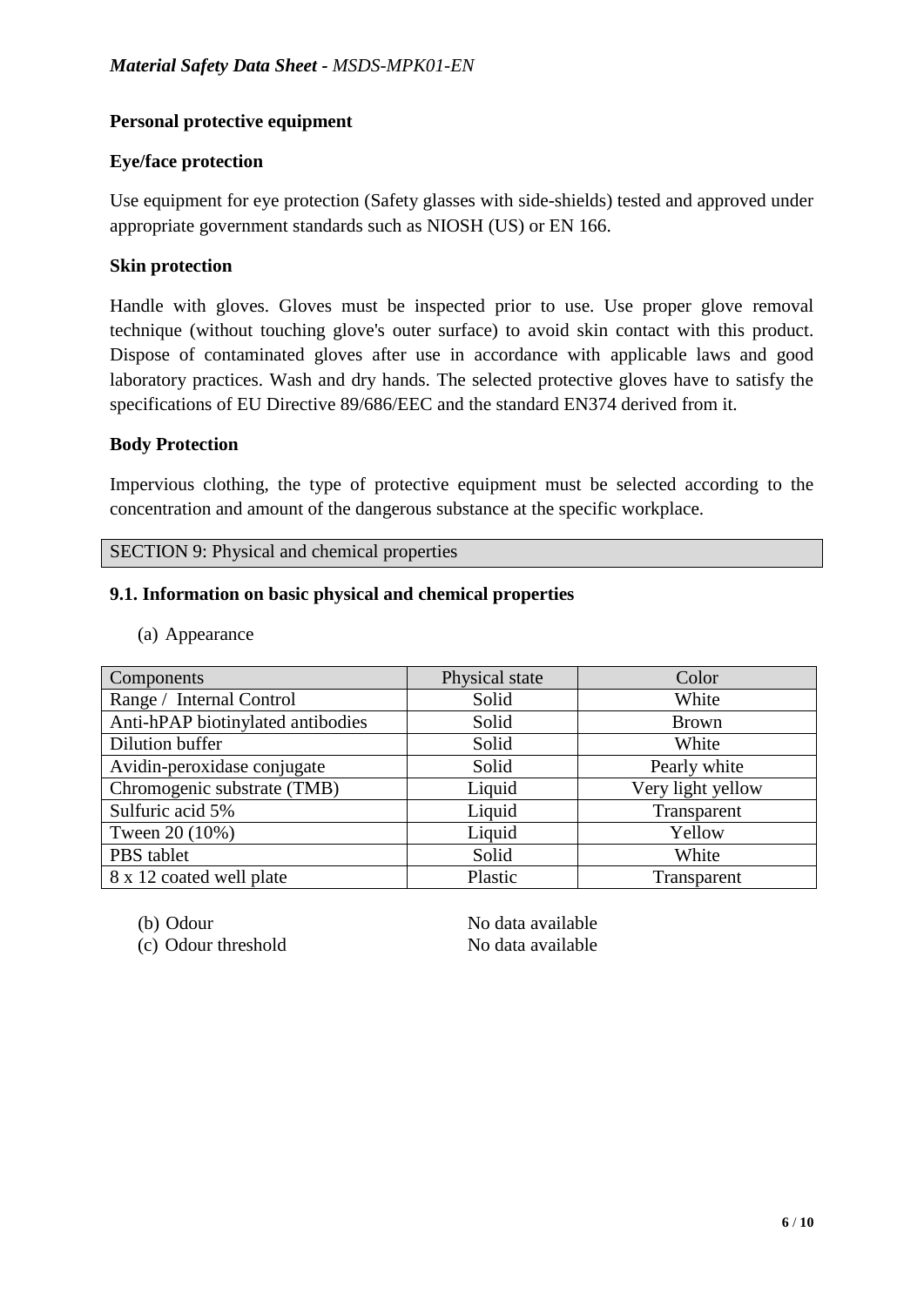### Personal protective equipment

### Eye/face protection

Use equipment for eye protection (Safety glasses with side-shields) tested and approved under appropriate government standards such as NIOSH (US) or EN 166.

### Skin protection

Handle with gloves. Gloves must be inspected prior to use. Use proper glove removal technique (without touching glove's outer surface) to avoid skin contact with this product. Dispose of contaminated gloves after use in accordance with applicable laws and good laboratory practices. Wash and dry hands. The selected protective gloves have to satisfy the specifications of EU Directive 89/686/EEC and the standard EN374 derived from it.

### Body Protection

Impervious clothing, the type of protective equipment must be selected according to the concentration and amount of the dangerous substance at the specific workplace.

## SECTION 9: Physical and chemical properties

### 9.1. Information on basic physical and chemical properties

(a) Appearance

| Components | Physical state | Color |
|---|---|---|
| Range / Internal Control | Solid | White |
| Anti-hPAP biotinylated antibodies | Solid | Brown |
| Dilution buffer | Solid | White |
| Avidin-peroxidase conjugate | Solid | Pearly white |
| Chromogenic substrate (TMB) | Liquid | Very light yellow |
| Sulfuric acid 5% | Liquid | Transparent |
| Tween 20 (10%) | Liquid | Yellow |
| PBS tablet | Solid | White |
| 8 x 12 coated well plate | Plastic | Transparent |

(b) Odour — No data available

(c) Odour threshold — No data available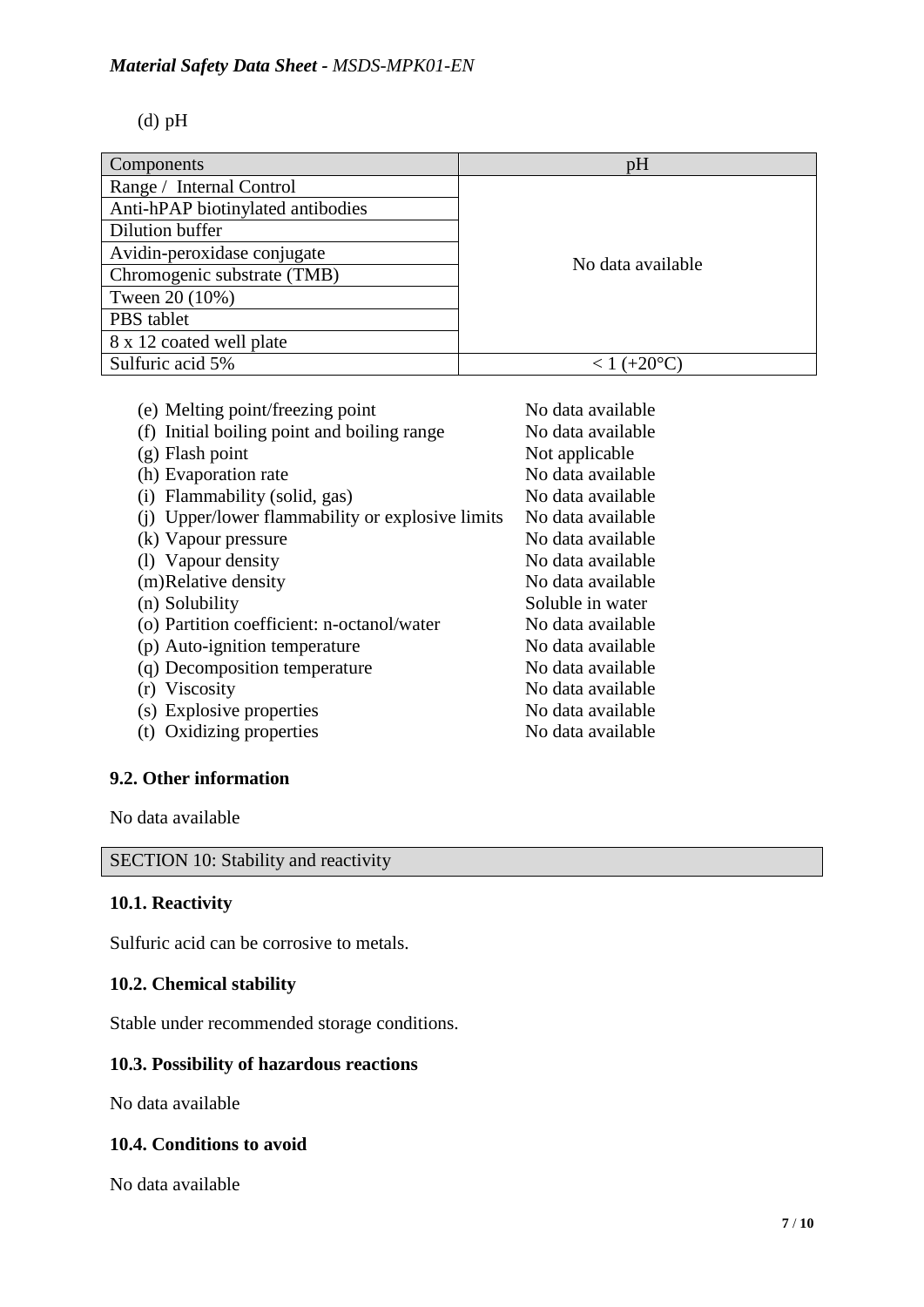(d) pH

| Components | pH |
|---|---|
| Range / Internal Control | No data available |
| Anti-hPAP biotinylated antibodies | |
| Dilution buffer | |
| Avidin-peroxidase conjugate | |
| Chromogenic substrate (TMB) | |
| Tween 20 (10%) | |
| PBS tablet | |
| 8 x 12 coated well plate | |
| Sulfuric acid 5% | < 1 (+20°C) |

(e) Melting point/freezing point — No data available
(f) Initial boiling point and boiling range — No data available
(g) Flash point — Not applicable
(h) Evaporation rate — No data available
(i) Flammability (solid, gas) — No data available
(j) Upper/lower flammability or explosive limits — No data available
(k) Vapour pressure — No data available
(l) Vapour density — No data available
(m) Relative density — No data available
(n) Solubility — Soluble in water
(o) Partition coefficient: n-octanol/water — No data available
(p) Auto-ignition temperature — No data available
(q) Decomposition temperature — No data available
(r) Viscosity — No data available
(s) Explosive properties — No data available
(t) Oxidizing properties — No data available

### 9.2. Other information

No data available

## SECTION 10: Stability and reactivity

### 10.1. Reactivity

Sulfuric acid can be corrosive to metals.

### 10.2. Chemical stability

Stable under recommended storage conditions.

### 10.3. Possibility of hazardous reactions

No data available

### 10.4. Conditions to avoid

No data available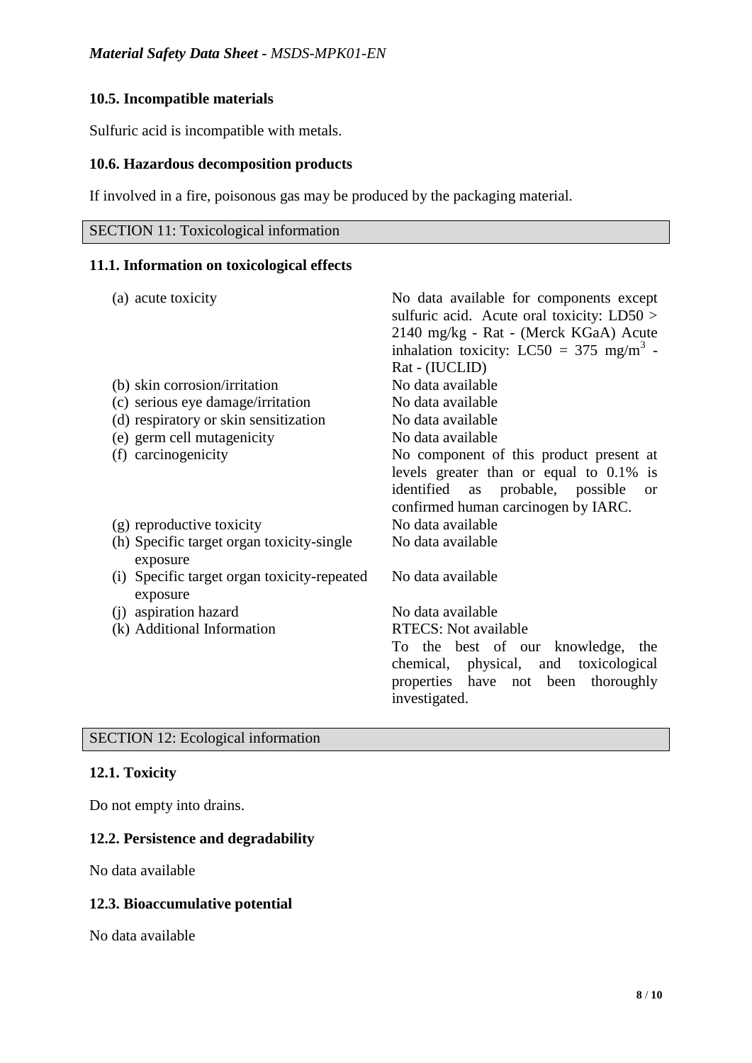### 10.5. Incompatible materials

Sulfuric acid is incompatible with metals.

### 10.6. Hazardous decomposition products

If involved in a fire, poisonous gas may be produced by the packaging material.

## SECTION 11: Toxicological information

### 11.1. Information on toxicological effects

| | |
|---|---|
| (a) acute toxicity | No data available for components except sulfuric acid. Acute oral toxicity: LD50 > 2140 mg/kg - Rat - (Merck KGaA) Acute inhalation toxicity: LC50 = 375 $mg/m^3$ - Rat - (IUCLID) |
| (b) skin corrosion/irritation | No data available |
| (c) serious eye damage/irritation | No data available |
| (d) respiratory or skin sensitization | No data available |
| (e) germ cell mutagenicity | No data available |
| (f) carcinogenicity | No component of this product present at levels greater than or equal to 0.1% is identified as probable, possible or confirmed human carcinogen by IARC. |
| (g) reproductive toxicity | No data available |
| (h) Specific target organ toxicity-single exposure | No data available |
| (i) Specific target organ toxicity-repeated exposure | No data available |
| (j) aspiration hazard | No data available |
| (k) Additional Information | RTECS: Not available<br>To the best of our knowledge, the chemical, physical, and toxicological properties have not been thoroughly investigated. |

## SECTION 12: Ecological information

### 12.1. Toxicity

Do not empty into drains.

### 12.2. Persistence and degradability

No data available

### 12.3. Bioaccumulative potential

No data available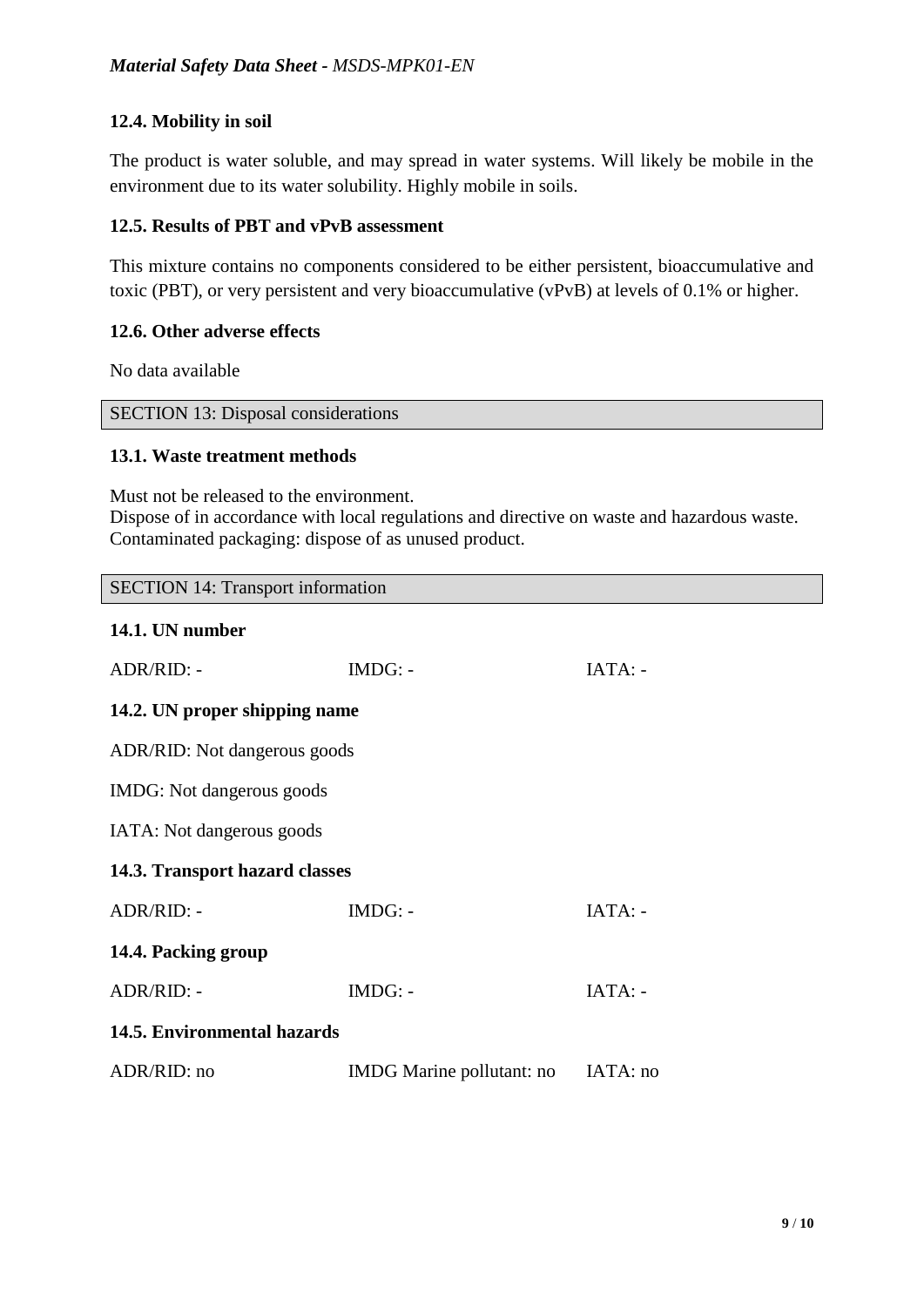### 12.4. Mobility in soil

The product is water soluble, and may spread in water systems. Will likely be mobile in the environment due to its water solubility. Highly mobile in soils.

### 12.5. Results of PBT and vPvB assessment

This mixture contains no components considered to be either persistent, bioaccumulative and toxic (PBT), or very persistent and very bioaccumulative (vPvB) at levels of 0.1% or higher.

### 12.6. Other adverse effects

No data available

## SECTION 13: Disposal considerations

### 13.1. Waste treatment methods

Must not be released to the environment.
Dispose of in accordance with local regulations and directive on waste and hazardous waste.
Contaminated packaging: dispose of as unused product.

## SECTION 14: Transport information

### 14.1. UN number

| ADR/RID: - | IMDG: - | IATA: - |
|---|---|---|

### 14.2. UN proper shipping name

ADR/RID: Not dangerous goods

IMDG: Not dangerous goods

IATA: Not dangerous goods

### 14.3. Transport hazard classes

| ADR/RID: - | IMDG: - | IATA: - |
|---|---|---|

### 14.4. Packing group

| ADR/RID: - | IMDG: - | IATA: - |
|---|---|---|

### 14.5. Environmental hazards

| ADR/RID: no | IMDG Marine pollutant: no | IATA: no |
|---|---|---|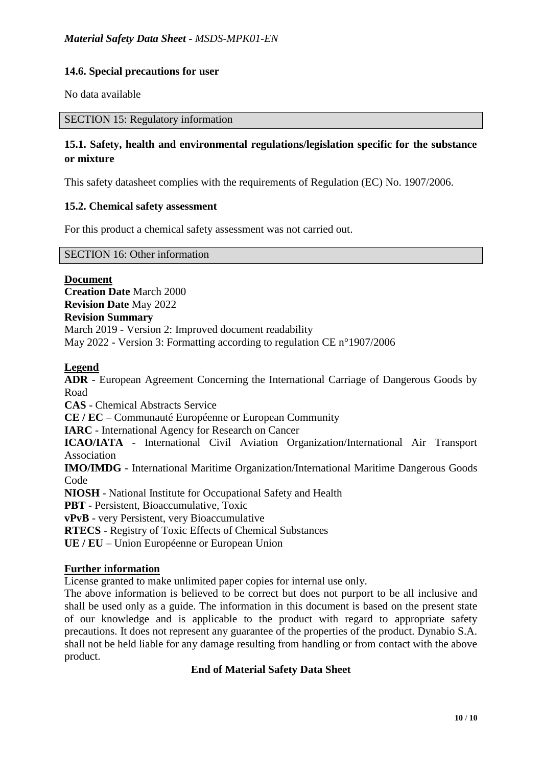### 14.6. Special precautions for user

No data available

## SECTION 15: Regulatory information

### 15.1. Safety, health and environmental regulations/legislation specific for the substance or mixture

This safety datasheet complies with the requirements of Regulation (EC) No. 1907/2006.

### 15.2. Chemical safety assessment

For this product a chemical safety assessment was not carried out.

## SECTION 16: Other information

**Document**

**Creation Date** March 2000
**Revision Date** May 2022
**Revision Summary**
March 2019 - Version 2: Improved document readability
May 2022 - Version 3: Formatting according to regulation CE n°1907/2006

**Legend**

**ADR** - European Agreement Concerning the International Carriage of Dangerous Goods by Road
**CAS** - Chemical Abstracts Service
**CE / EC** – Communauté Européenne or European Community
**IARC** - International Agency for Research on Cancer
**ICAO/IATA** - International Civil Aviation Organization/International Air Transport Association
**IMO/IMDG** - International Maritime Organization/International Maritime Dangerous Goods Code
**NIOSH** - National Institute for Occupational Safety and Health
**PBT** - Persistent, Bioaccumulative, Toxic
**vPvB** - very Persistent, very Bioaccumulative
**RTECS** - Registry of Toxic Effects of Chemical Substances
**UE / EU** – Union Européenne or European Union

**Further information**

License granted to make unlimited paper copies for internal use only.
The above information is believed to be correct but does not purport to be all inclusive and shall be used only as a guide. The information in this document is based on the present state of our knowledge and is applicable to the product with regard to appropriate safety precautions. It does not represent any guarantee of the properties of the product. Dynabio S.A. shall not be held liable for any damage resulting from handling or from contact with the above product.

**End of Material Safety Data Sheet**